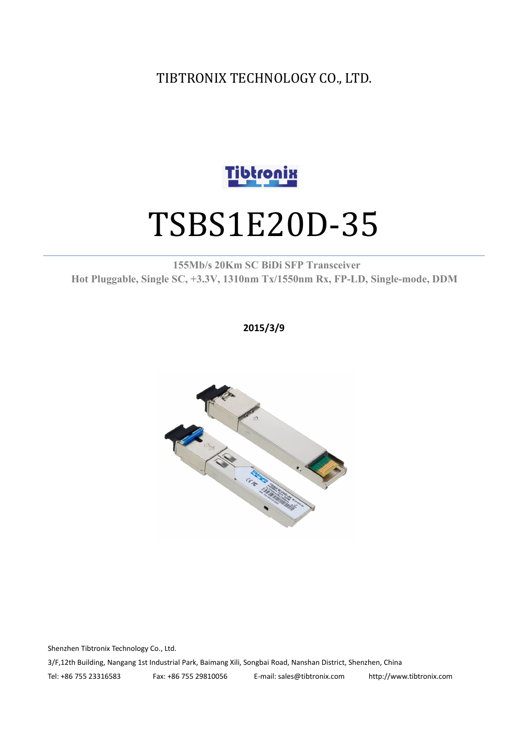TIBTRONIX TECHNOLOGY CO., LTD.

# TSBS1E20D-35

**155Mb/s 20Km SC BiDi SFP Transceiver**

**Hot Pluggable, Single SC, +3.3V, 1310nm Tx/1550nm Rx, FP-LD, Single-mode, DDM**

**2015/3/9**

Shenzhen Tibtronix Technology Co., Ltd.

3/F,12th Building, Nangang 1st Industrial Park, Baimang Xili, Songbai Road, Nanshan District, Shenzhen, China

Tel: +86 755 23316583 Fax: +86 755 29810056 E-mail: sales@tibtronix.com http://www.tibtronix.com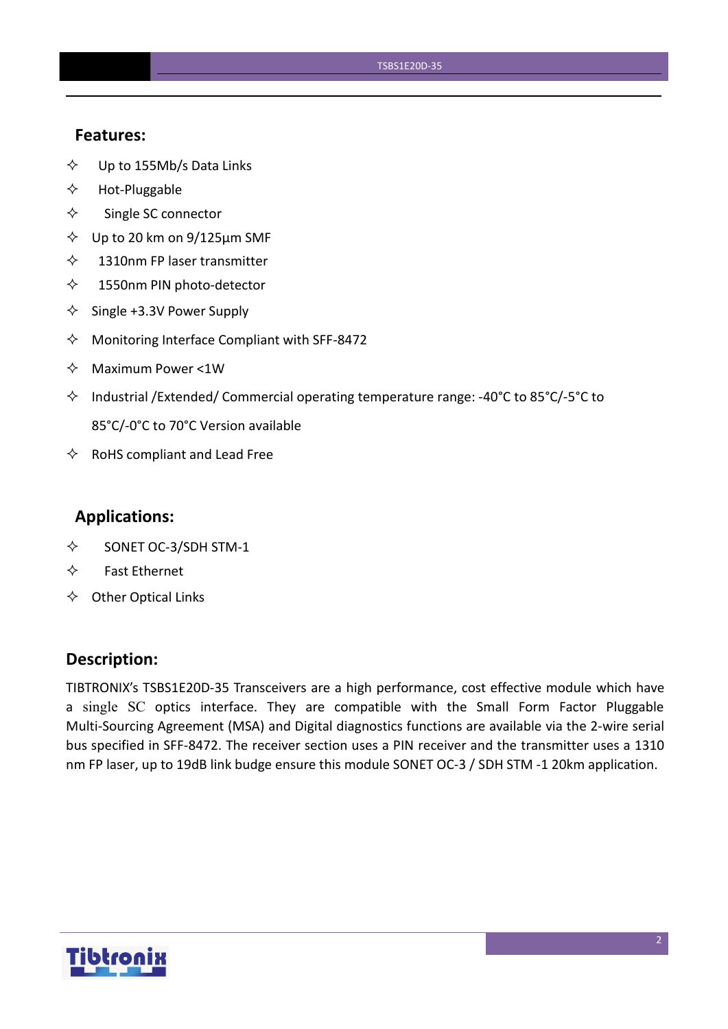## Features:

- Up to 155Mb/s Data Links
- Hot-Pluggable
- Single SC connector
- Up to 20 km on 9/125µm SMF
- 1310nm FP laser transmitter
- 1550nm PIN photo-detector
- Single +3.3V Power Supply
- Monitoring Interface Compliant with SFF-8472
- Maximum Power <1W
- Industrial /Extended/ Commercial operating temperature range: -40°C to 85°C/-5°C to 85°C/-0°C to 70°C Version available
- RoHS compliant and Lead Free

## Applications:

- SONET OC-3/SDH STM-1
- Fast Ethernet
- Other Optical Links

## Description:

TIBTRONIX's TSBS1E20D-35 Transceivers are a high performance, cost effective module which have a single SC optics interface. They are compatible with the Small Form Factor Pluggable Multi-Sourcing Agreement (MSA) and Digital diagnostics functions are available via the 2-wire serial bus specified in SFF-8472. The receiver section uses a PIN receiver and the transmitter uses a 1310 nm FP laser, up to 19dB link budge ensure this module SONET OC-3 / SDH STM -1 20km application.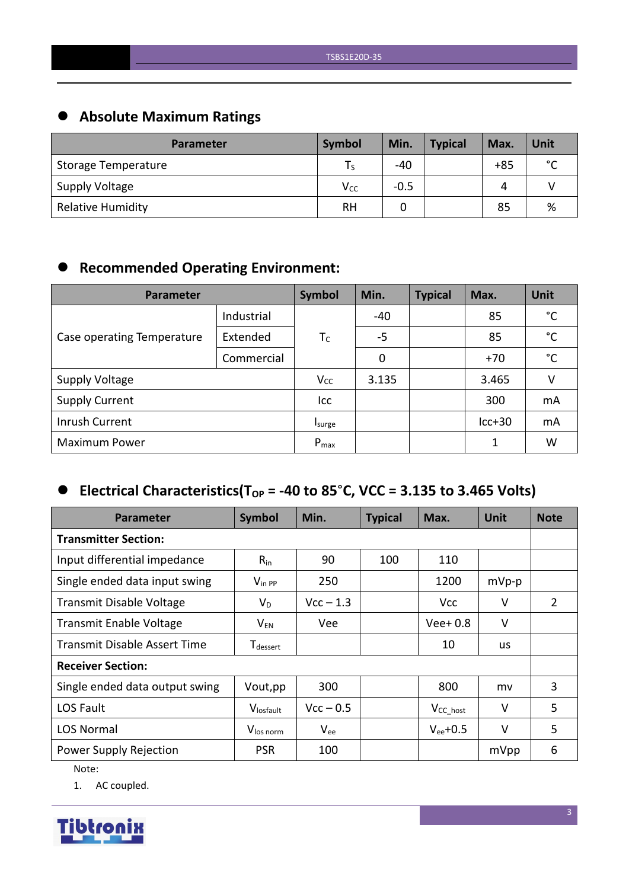## Absolute Maximum Ratings

| Parameter | Symbol | Min. | Typical | Max. | Unit |
|---|---|---|---|---|---|
| Storage Temperature | $T_S$ | -40 | | +85 | °C |
| Supply Voltage | $V_{CC}$ | -0.5 | | 4 | V |
| Relative Humidity | RH | 0 | | 85 | % |

## Recommended Operating Environment:

| Parameter | | Symbol | Min. | Typical | Max. | Unit |
|---|---|---|---|---|---|---|
| Case operating Temperature | Industrial | $T_C$ | -40 | | 85 | °C |
| | Extended | | -5 | | 85 | °C |
| | Commercial | | 0 | | +70 | °C |
| Supply Voltage | | $V_{CC}$ | 3.135 | | 3.465 | V |
| Supply Current | | Icc | | | 300 | mA |
| Inrush Current | | $I_{surge}$ | | | Icc+30 | mA |
| Maximum Power | | $P_{max}$ | | | 1 | W |

## Electrical Characteristics($T_{OP}$ = -40 to 85°C, VCC = 3.135 to 3.465 Volts)

| Parameter | Symbol | Min. | Typical | Max. | Unit | Note |
|---|---|---|---|---|---|---|
| **Transmitter Section:** | | | | | | |
| Input differential impedance | $R_{in}$ | 90 | 100 | 110 | | |
| Single ended data input swing | $V_{in\ PP}$ | 250 | | 1200 | mVp-p | |
| Transmit Disable Voltage | $V_D$ | Vcc – 1.3 | | Vcc | V | 2 |
| Transmit Enable Voltage | $V_{EN}$ | Vee | | Vee+ 0.8 | V | |
| Transmit Disable Assert Time | $T_{dessert}$ | | | 10 | us | |
| **Receiver Section:** | | | | | | |
| Single ended data output swing | Vout,pp | 300 | | 800 | mv | 3 |
| LOS Fault | $V_{losfault}$ | Vcc – 0.5 | | $V_{CC\_host}$ | V | 5 |
| LOS Normal | $V_{los\ norm}$ | $V_{ee}$ | | $V_{ee}$+0.5 | V | 5 |
| Power Supply Rejection | PSR | 100 | | | mVpp | 6 |

Note:

1. AC coupled.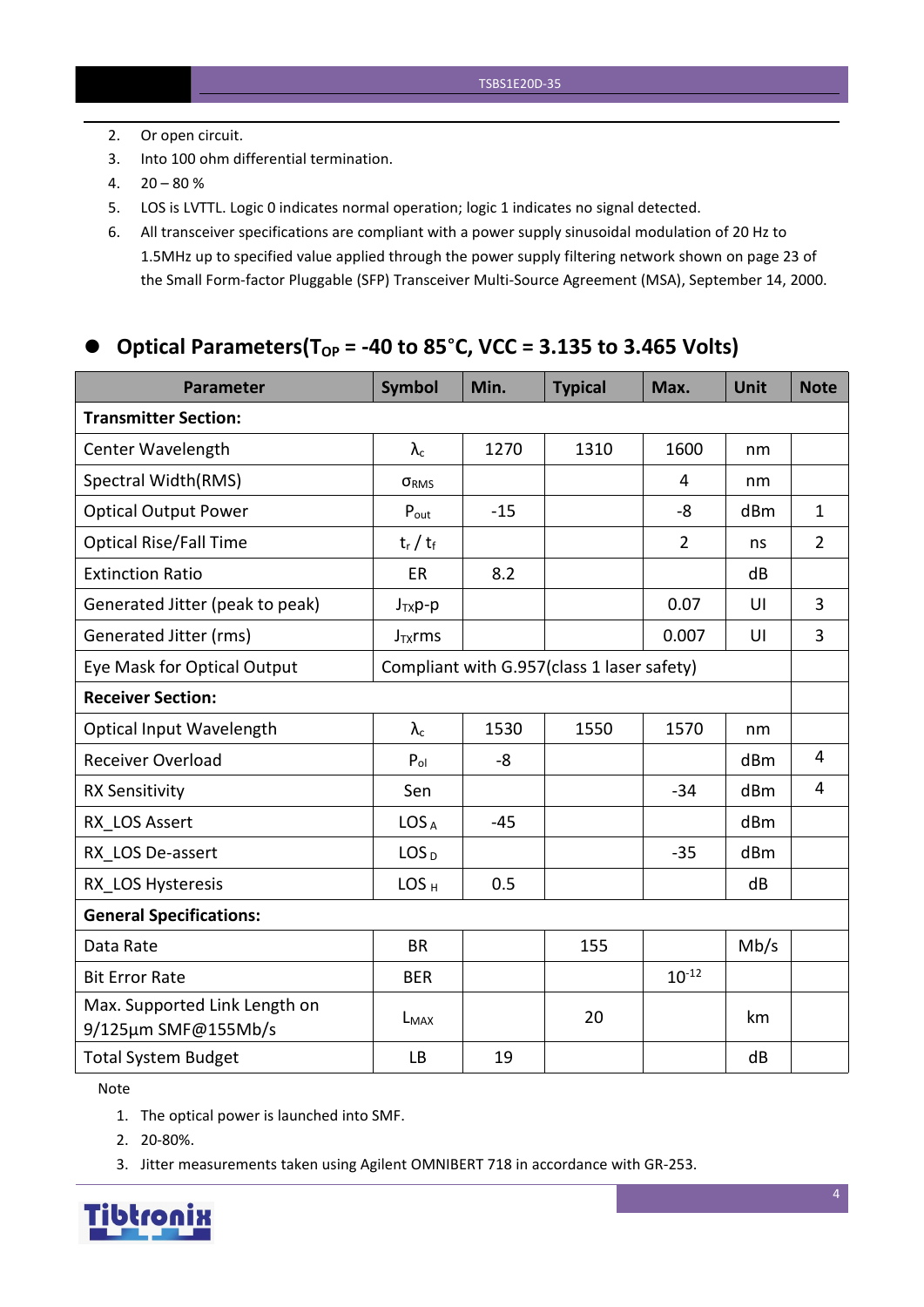2. Or open circuit.
3. Into 100 ohm differential termination.
4. 20 – 80 %
5. LOS is LVTTL. Logic 0 indicates normal operation; logic 1 indicates no signal detected.
6. All transceiver specifications are compliant with a power supply sinusoidal modulation of 20 Hz to 1.5MHz up to specified value applied through the power supply filtering network shown on page 23 of the Small Form-factor Pluggable (SFP) Transceiver Multi-Source Agreement (MSA), September 14, 2000.

## Optical Parameters($T_{OP}$ = -40 to 85°C, VCC = 3.135 to 3.465 Volts)

| Parameter | Symbol | Min. | Typical | Max. | Unit | Note |
|---|---|---|---|---|---|---|
| **Transmitter Section:** | | | | | | |
| Center Wavelength | $\lambda_c$ | 1270 | 1310 | 1600 | nm | |
| Spectral Width(RMS) | $\sigma_{RMS}$ | | | 4 | nm | |
| Optical Output Power | $P_{out}$ | -15 | | -8 | dBm | 1 |
| Optical Rise/Fall Time | $t_r$ / $t_f$ | | | 2 | ns | 2 |
| Extinction Ratio | ER | 8.2 | | | dB | |
| Generated Jitter (peak to peak) | $J_{TX}$p-p | | | 0.07 | UI | 3 |
| Generated Jitter (rms) | $J_{TX}$rms | | | 0.007 | UI | 3 |
| Eye Mask for Optical Output | Compliant with G.957(class 1 laser safety) | | | | | |
| **Receiver Section:** | | | | | | |
| Optical Input Wavelength | $\lambda_c$ | 1530 | 1550 | 1570 | nm | |
| Receiver Overload | $P_{ol}$ | -8 | | | dBm | 4 |
| RX Sensitivity | Sen | | | -34 | dBm | 4 |
| RX_LOS Assert | $LOS_A$ | -45 | | | dBm | |
| RX_LOS De-assert | $LOS_D$ | | | -35 | dBm | |
| RX_LOS Hysteresis | $LOS_H$ | 0.5 | | | dB | |
| **General Specifications:** | | | | | | |
| Data Rate | BR | | 155 | | Mb/s | |
| Bit Error Rate | BER | | | $10^{-12}$ | | |
| Max. Supported Link Length on 9/125µm SMF@155Mb/s | $L_{MAX}$ | | 20 | | km | |
| Total System Budget | LB | 19 | | | dB | |

Note

1. The optical power is launched into SMF.
2. 20-80%.
3. Jitter measurements taken using Agilent OMNIBERT 718 in accordance with GR-253.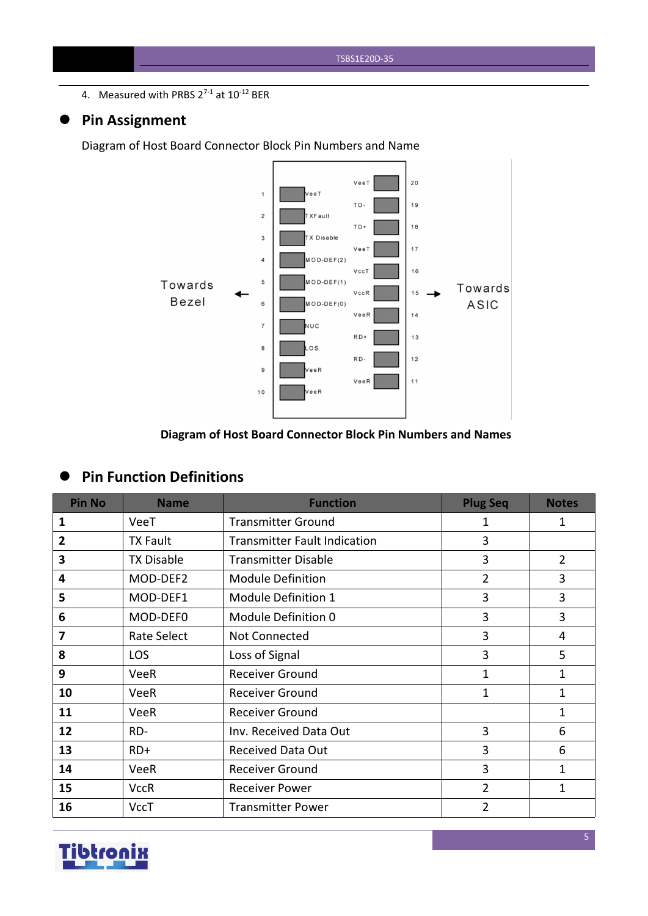4. Measured with PRBS $2^{7-1}$ at $10^{-12}$ BER

## Pin Assignment

Diagram of Host Board Connector Block Pin Numbers and Name

Towards Bezel ←

| Pin | Name | | Name | Pin |
|---|---|---|---|---|
| | | | VeeT | 20 |
| 1 | VeeT | | TD- | 19 |
| 2 | TXFault | | TD+ | 18 |
| 3 | TX Disable | | VeeT | 17 |
| 4 | MOD-DEF(2) | | VccT | 16 |
| 5 | MOD-DEF(1) | | VccR | 15 |
| 6 | MOD-DEF(0) | | VeeR | 14 |
| 7 | NUC | | RD+ | 13 |
| 8 | LOS | | RD- | 12 |
| 9 | VeeR | | VeeR | 11 |
| 10 | VeeR | | | |

→ Towards ASIC

**Diagram of Host Board Connector Block Pin Numbers and Names**

## Pin Function Definitions

| Pin No | Name | Function | Plug Seq | Notes |
|---|---|---|---|---|
| **1** | VeeT | Transmitter Ground | 1 | 1 |
| **2** | TX Fault | Transmitter Fault Indication | 3 | |
| **3** | TX Disable | Transmitter Disable | 3 | 2 |
| **4** | MOD-DEF2 | Module Definition | 2 | 3 |
| **5** | MOD-DEF1 | Module Definition 1 | 3 | 3 |
| **6** | MOD-DEF0 | Module Definition 0 | 3 | 3 |
| **7** | Rate Select | Not Connected | 3 | 4 |
| **8** | LOS | Loss of Signal | 3 | 5 |
| **9** | VeeR | Receiver Ground | 1 | 1 |
| **10** | VeeR | Receiver Ground | 1 | 1 |
| **11** | VeeR | Receiver Ground | | 1 |
| **12** | RD- | Inv. Received Data Out | 3 | 6 |
| **13** | RD+ | Received Data Out | 3 | 6 |
| **14** | VeeR | Receiver Ground | 3 | 1 |
| **15** | VccR | Receiver Power | 2 | 1 |
| **16** | VccT | Transmitter Power | 2 | |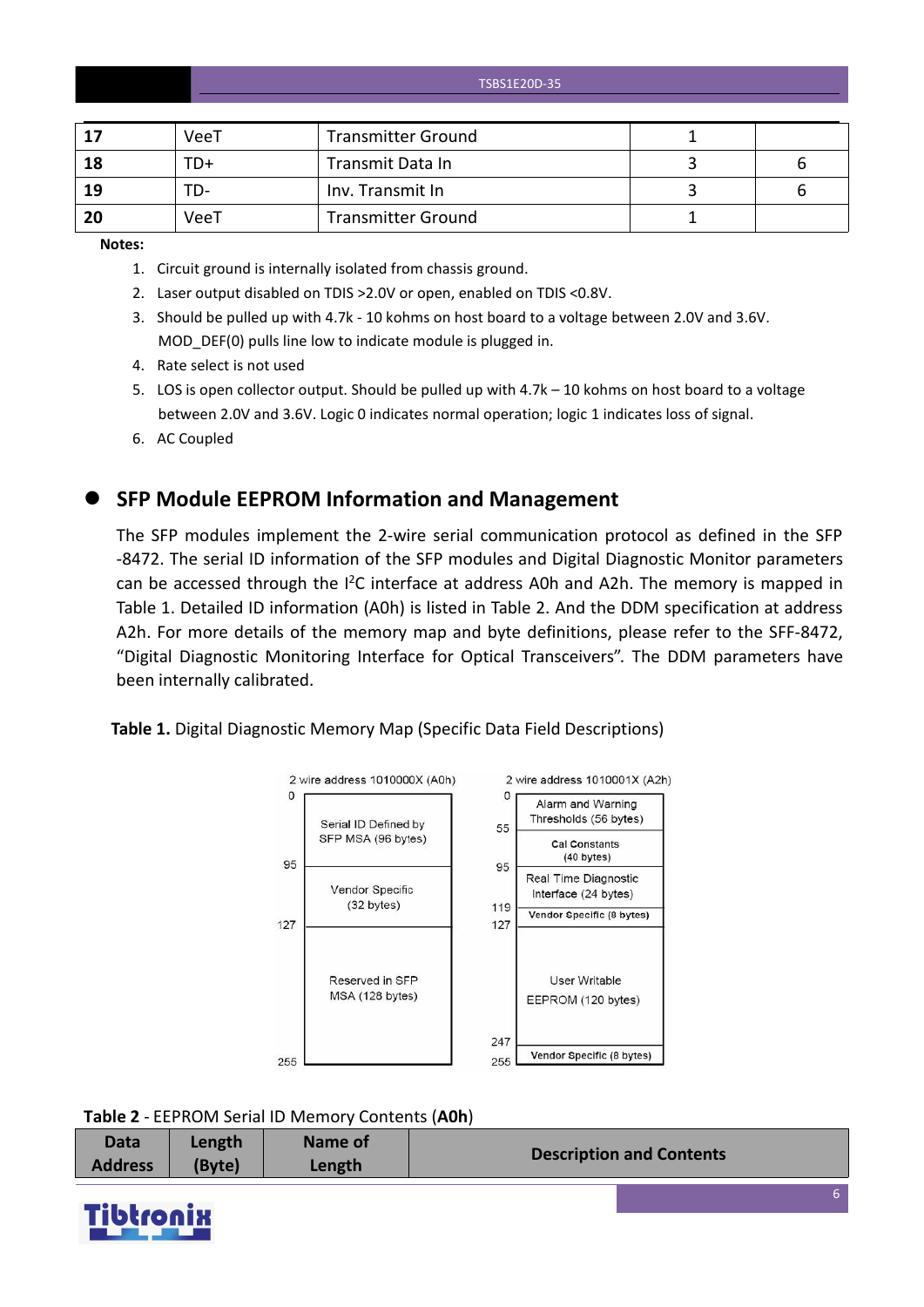| 17 | VeeT | Transmitter Ground | 1 | |
|---|---|---|---|---|
| 18 | TD+ | Transmit Data In | 3 | 6 |
| 19 | TD- | Inv. Transmit In | 3 | 6 |
| 20 | VeeT | Transmitter Ground | 1 | |

**Notes:**

1. Circuit ground is internally isolated from chassis ground.
2. Laser output disabled on TDIS >2.0V or open, enabled on TDIS <0.8V.
3. Should be pulled up with 4.7k - 10 kohms on host board to a voltage between 2.0V and 3.6V. MOD_DEF(0) pulls line low to indicate module is plugged in.
4. Rate select is not used
5. LOS is open collector output. Should be pulled up with 4.7k – 10 kohms on host board to a voltage between 2.0V and 3.6V. Logic 0 indicates normal operation; logic 1 indicates loss of signal.
6. AC Coupled

## SFP Module EEPROM Information and Management

The SFP modules implement the 2-wire serial communication protocol as defined in the SFP -8472. The serial ID information of the SFP modules and Digital Diagnostic Monitor parameters can be accessed through the I²C interface at address A0h and A2h. The memory is mapped in Table 1. Detailed ID information (A0h) is listed in Table 2. And the DDM specification at address A2h. For more details of the memory map and byte definitions, please refer to the SFF-8472, "Digital Diagnostic Monitoring Interface for Optical Transceivers". The DDM parameters have been internally calibrated.

**Table 1.** Digital Diagnostic Memory Map (Specific Data Field Descriptions)

| 2 wire address 1010000X (A0h) | | 2 wire address 1010001X (A2h) | |
|---|---|---|---|
| 0–95 | Serial ID Defined by SFP MSA (96 bytes) | 0–55 | Alarm and Warning Thresholds (56 bytes) |
| | | 55–95 | Cal Constants (40 bytes) |
| 95–127 | Vendor Specific (32 bytes) | 95–119 | Real Time Diagnostic Interface (24 bytes) |
| | | 119–127 | Vendor Specific (8 bytes) |
| 127–255 | Reserved in SFP MSA (128 bytes) | 127–247 | User Writable EEPROM (120 bytes) |
| | | 247–255 | Vendor Specific (8 bytes) |

**Table 2** - EEPROM Serial ID Memory Contents (**A0h**)

| Data Address | Length (Byte) | Name of Length | Description and Contents |
|---|---|---|---|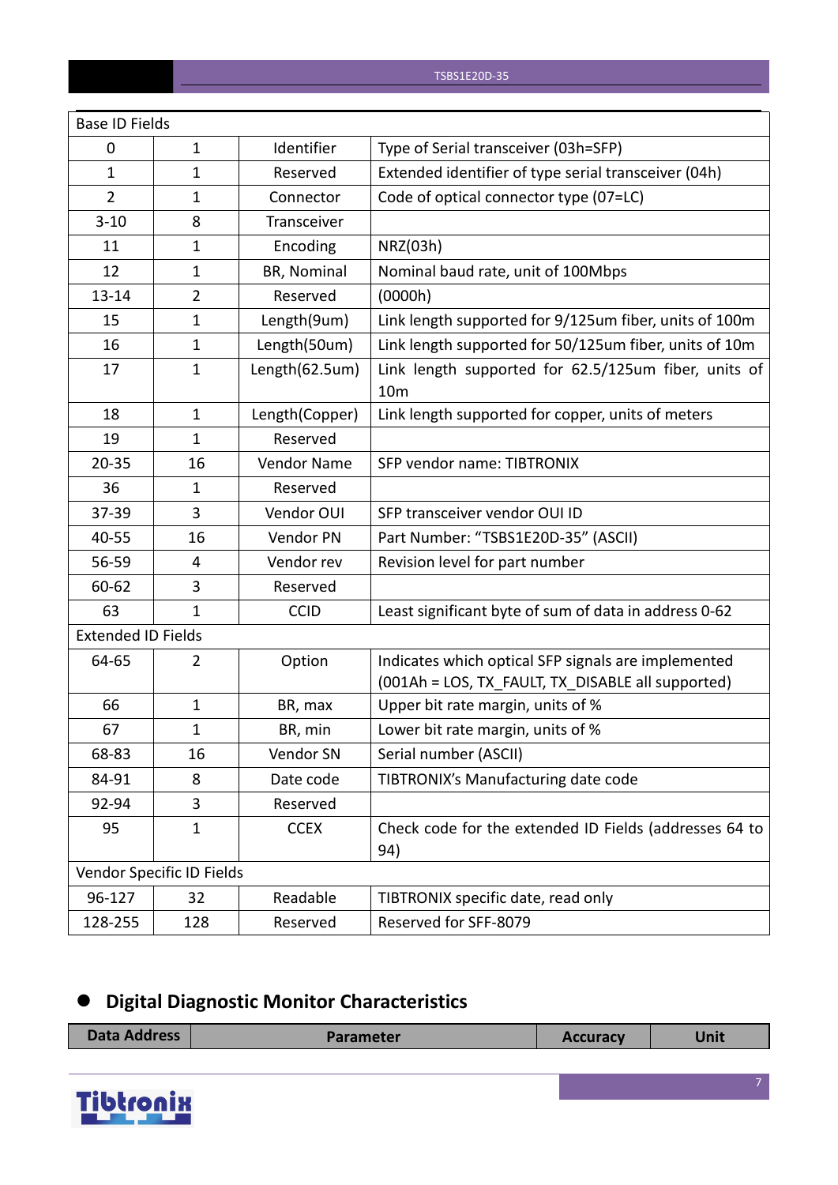| Base ID Fields | | | |
|---|---|---|---|
| 0 | 1 | Identifier | Type of Serial transceiver (03h=SFP) |
| 1 | 1 | Reserved | Extended identifier of type serial transceiver (04h) |
| 2 | 1 | Connector | Code of optical connector type (07=LC) |
| 3-10 | 8 | Transceiver | |
| 11 | 1 | Encoding | NRZ(03h) |
| 12 | 1 | BR, Nominal | Nominal baud rate, unit of 100Mbps |
| 13-14 | 2 | Reserved | (0000h) |
| 15 | 1 | Length(9um) | Link length supported for 9/125um fiber, units of 100m |
| 16 | 1 | Length(50um) | Link length supported for 50/125um fiber, units of 10m |
| 17 | 1 | Length(62.5um) | Link length supported for 62.5/125um fiber, units of 10m |
| 18 | 1 | Length(Copper) | Link length supported for copper, units of meters |
| 19 | 1 | Reserved | |
| 20-35 | 16 | Vendor Name | SFP vendor name: TIBTRONIX |
| 36 | 1 | Reserved | |
| 37-39 | 3 | Vendor OUI | SFP transceiver vendor OUI ID |
| 40-55 | 16 | Vendor PN | Part Number: "TSBS1E20D-35" (ASCII) |
| 56-59 | 4 | Vendor rev | Revision level for part number |
| 60-62 | 3 | Reserved | |
| 63 | 1 | CCID | Least significant byte of sum of data in address 0-62 |
| Extended ID Fields | | | |
| 64-65 | 2 | Option | Indicates which optical SFP signals are implemented (001Ah = LOS, TX_FAULT, TX_DISABLE all supported) |
| 66 | 1 | BR, max | Upper bit rate margin, units of % |
| 67 | 1 | BR, min | Lower bit rate margin, units of % |
| 68-83 | 16 | Vendor SN | Serial number (ASCII) |
| 84-91 | 8 | Date code | TIBTRONIX's Manufacturing date code |
| 92-94 | 3 | Reserved | |
| 95 | 1 | CCEX | Check code for the extended ID Fields (addresses 64 to 94) |
| Vendor Specific ID Fields | | | |
| 96-127 | 32 | Readable | TIBTRONIX specific date, read only |
| 128-255 | 128 | Reserved | Reserved for SFF-8079 |

- **Digital Diagnostic Monitor Characteristics**

| Data Address | Parameter | Accuracy | Unit |
|---|---|---|---|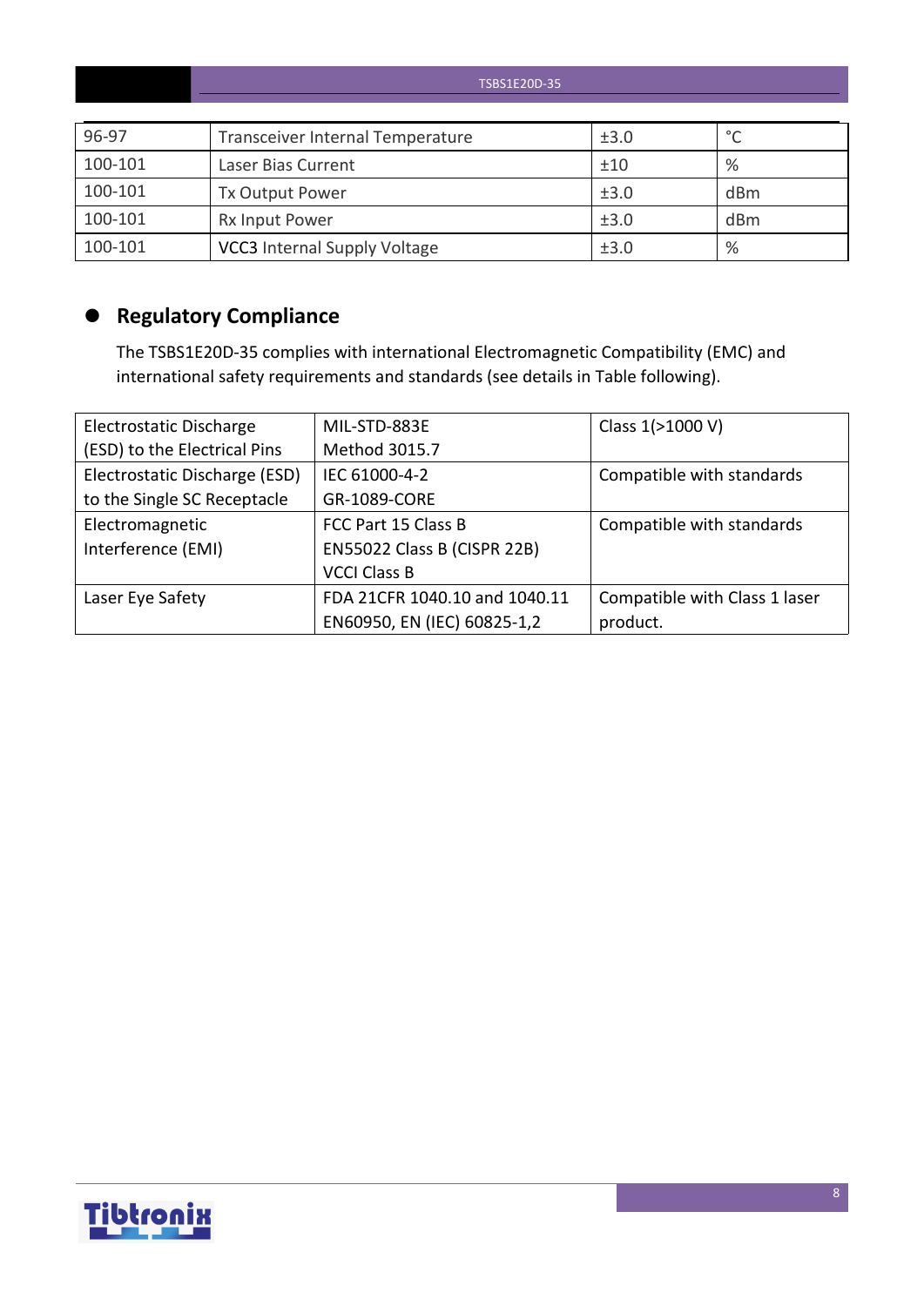| | | | |
|---|---|---|---|
| 96-97 | Transceiver Internal Temperature | ±3.0 | °C |
| 100-101 | Laser Bias Current | ±10 | % |
| 100-101 | Tx Output Power | ±3.0 | dBm |
| 100-101 | Rx Input Power | ±3.0 | dBm |
| 100-101 | VCC3 Internal Supply Voltage | ±3.0 | % |

## Regulatory Compliance

The TSBS1E20D-35 complies with international Electromagnetic Compatibility (EMC) and international safety requirements and standards (see details in Table following).

| | | |
|---|---|---|
| Electrostatic Discharge (ESD) to the Electrical Pins | MIL-STD-883E Method 3015.7 | Class 1(>1000 V) |
| Electrostatic Discharge (ESD) to the Single SC Receptacle | IEC 61000-4-2 GR-1089-CORE | Compatible with standards |
| Electromagnetic Interference (EMI) | FCC Part 15 Class B EN55022 Class B (CISPR 22B) VCCI Class B | Compatible with standards |
| Laser Eye Safety | FDA 21CFR 1040.10 and 1040.11 EN60950, EN (IEC) 60825-1,2 | Compatible with Class 1 laser product. |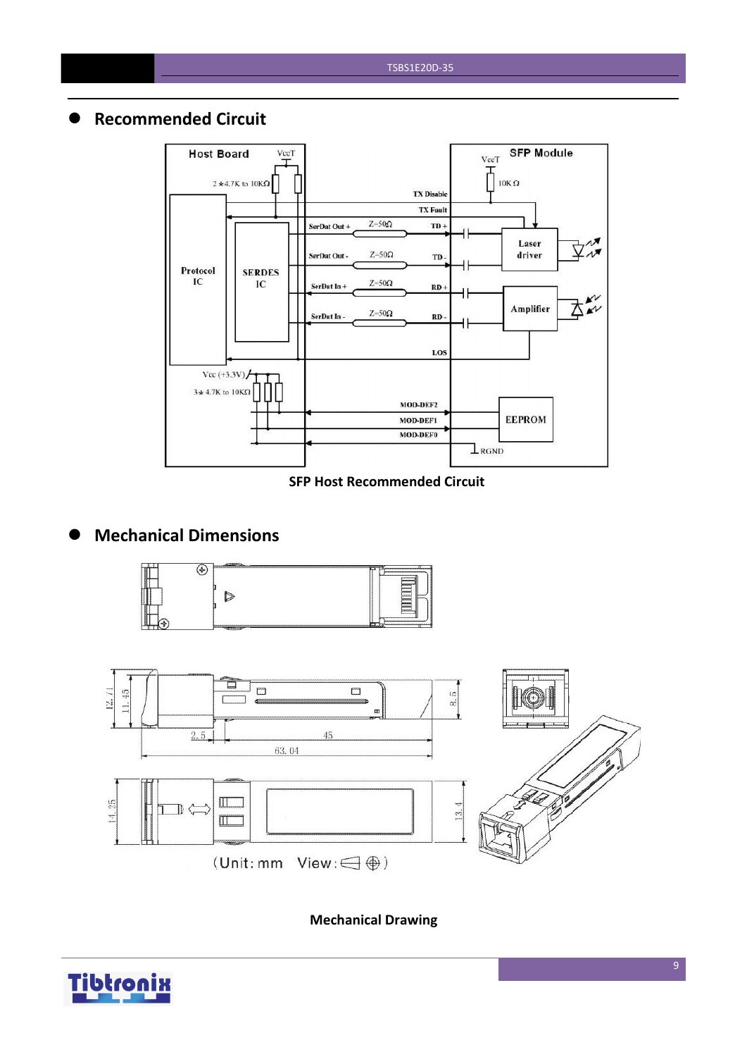## Recommended Circuit

SFP Host Recommended Circuit

## Mechanical Dimensions

Mechanical Drawing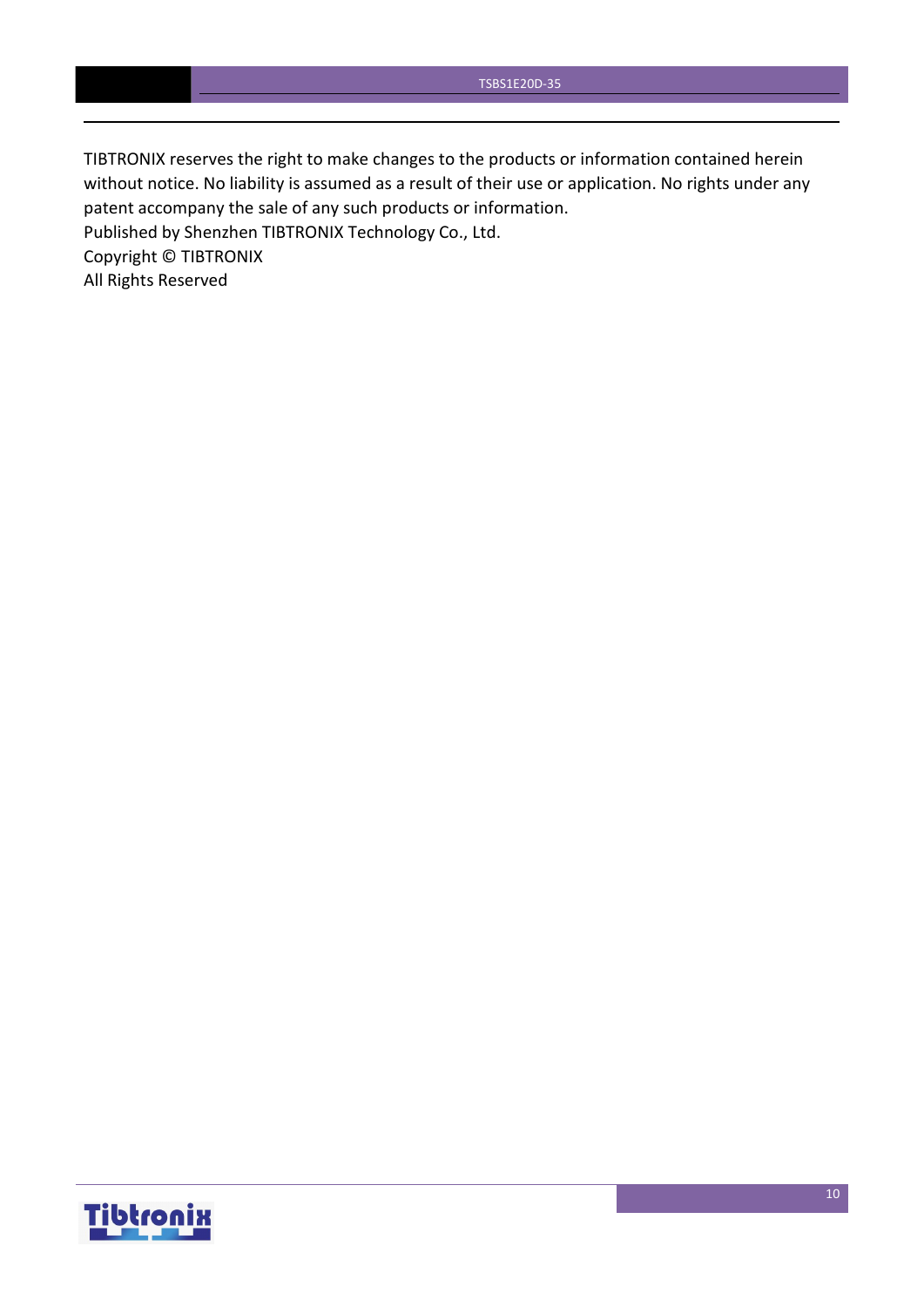TIBTRONIX reserves the right to make changes to the products or information contained herein without notice. No liability is assumed as a result of their use or application. No rights under any patent accompany the sale of any such products or information.

Published by Shenzhen TIBTRONIX Technology Co., Ltd.

Copyright © TIBTRONIX

All Rights Reserved